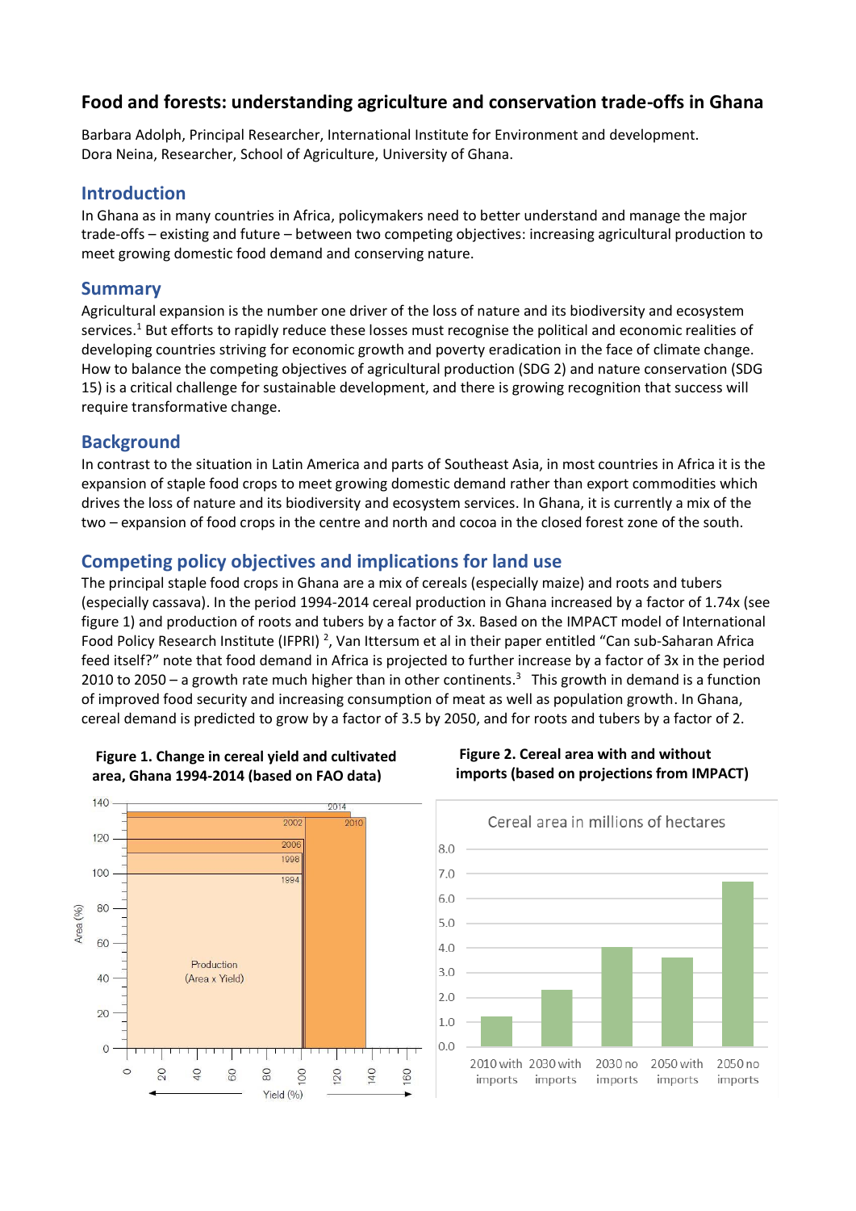# Food and forests: understanding agriculture and conservation trade-offs in Ghana

Barbara Adolph, Principal Researcher, International Institute for Environment and development.
Dora Neina, Researcher, School of Agriculture, University of Ghana.

## Introduction

In Ghana as in many countries in Africa, policymakers need to better understand and manage the major trade-offs – existing and future – between two competing objectives: increasing agricultural production to meet growing domestic food demand and conserving nature.

## Summary

Agricultural expansion is the number one driver of the loss of nature and its biodiversity and ecosystem services.[1] But efforts to rapidly reduce these losses must recognise the political and economic realities of developing countries striving for economic growth and poverty eradication in the face of climate change. How to balance the competing objectives of agricultural production (SDG 2) and nature conservation (SDG 15) is a critical challenge for sustainable development, and there is growing recognition that success will require transformative change.

## Background

In contrast to the situation in Latin America and parts of Southeast Asia, in most countries in Africa it is the expansion of staple food crops to meet growing domestic demand rather than export commodities which drives the loss of nature and its biodiversity and ecosystem services. In Ghana, it is currently a mix of the two – expansion of food crops in the centre and north and cocoa in the closed forest zone of the south.

## Competing policy objectives and implications for land use

The principal staple food crops in Ghana are a mix of cereals (especially maize) and roots and tubers (especially cassava). In the period 1994-2014 cereal production in Ghana increased by a factor of 1.74x (see figure 1) and production of roots and tubers by a factor of 3x. Based on the IMPACT model of International Food Policy Research Institute (IFPRI) [2], Van Ittersum et al in their paper entitled "Can sub-Saharan Africa feed itself?" note that food demand in Africa is projected to further increase by a factor of 3x in the period 2010 to 2050 – a growth rate much higher than in other continents.[3] This growth in demand is a function of improved food security and increasing consumption of meat as well as population growth. In Ghana, cereal demand is predicted to grow by a factor of 3.5 by 2050, and for roots and tubers by a factor of 2.

**Figure 1. Change in cereal yield and cultivated area, Ghana 1994-2014 (based on FAO data)**

**Figure 2. Cereal area with and without imports (based on projections from IMPACT)**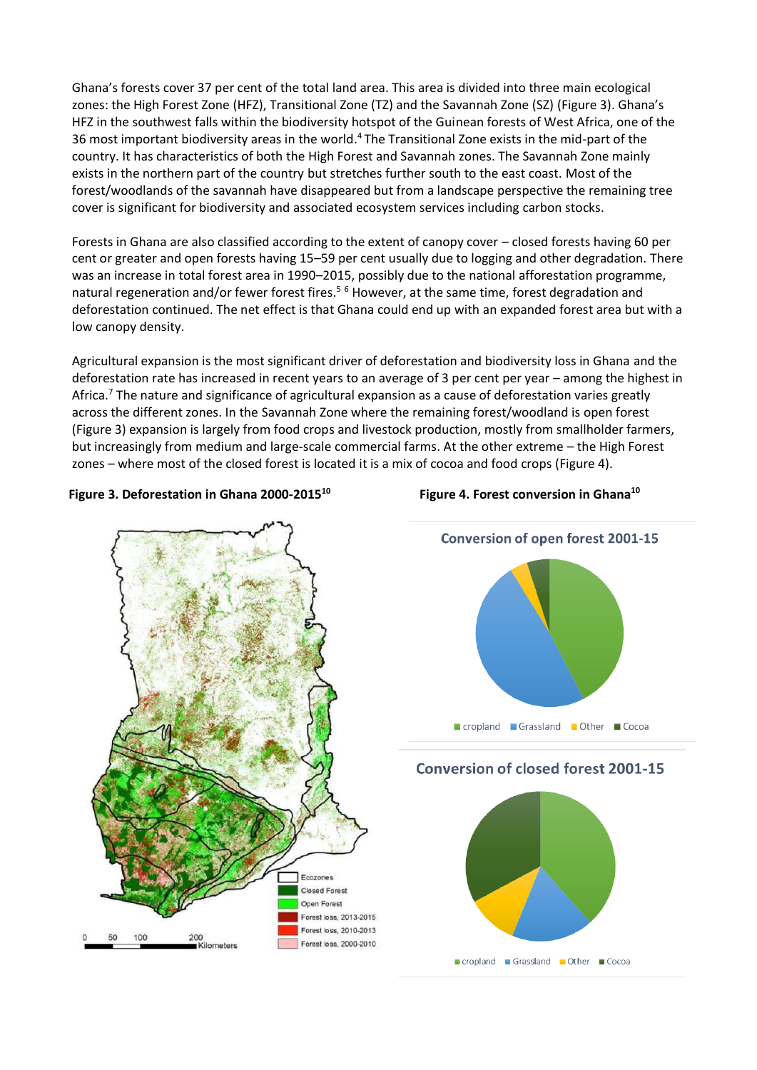Ghana's forests cover 37 per cent of the total land area. This area is divided into three main ecological zones: the High Forest Zone (HFZ), Transitional Zone (TZ) and the Savannah Zone (SZ) (Figure 3). Ghana's HFZ in the southwest falls within the biodiversity hotspot of the Guinean forests of West Africa, one of the 36 most important biodiversity areas in the world.[4] The Transitional Zone exists in the mid-part of the country. It has characteristics of both the High Forest and Savannah zones. The Savannah Zone mainly exists in the northern part of the country but stretches further south to the east coast. Most of the forest/woodlands of the savannah have disappeared but from a landscape perspective the remaining tree cover is significant for biodiversity and associated ecosystem services including carbon stocks.

Forests in Ghana are also classified according to the extent of canopy cover – closed forests having 60 per cent or greater and open forests having 15–59 per cent usually due to logging and other degradation. There was an increase in total forest area in 1990–2015, possibly due to the national afforestation programme, natural regeneration and/or fewer forest fires.[5] [6] However, at the same time, forest degradation and deforestation continued. The net effect is that Ghana could end up with an expanded forest area but with a low canopy density.

Agricultural expansion is the most significant driver of deforestation and biodiversity loss in Ghana and the deforestation rate has increased in recent years to an average of 3 per cent per year – among the highest in Africa.[7] The nature and significance of agricultural expansion as a cause of deforestation varies greatly across the different zones. In the Savannah Zone where the remaining forest/woodland is open forest (Figure 3) expansion is largely from food crops and livestock production, mostly from smallholder farmers, but increasingly from medium and large-scale commercial farms. At the other extreme – the High Forest zones – where most of the closed forest is located it is a mix of cocoa and food crops (Figure 4).

**Figure 3. Deforestation in Ghana 2000-2015[10]**

Ecozones; Closed Forest; Open Forest; Forest loss, 2013-2015; Forest loss, 2010-2013; Forest loss, 2000-2010

0 50 100 200 Kilometers

**Figure 4. Forest conversion in Ghana[10]**

Conversion of open forest 2001-15

cropland; Grassland; Other; Cocoa

Conversion of closed forest 2001-15

cropland; Grassland; Other; Cocoa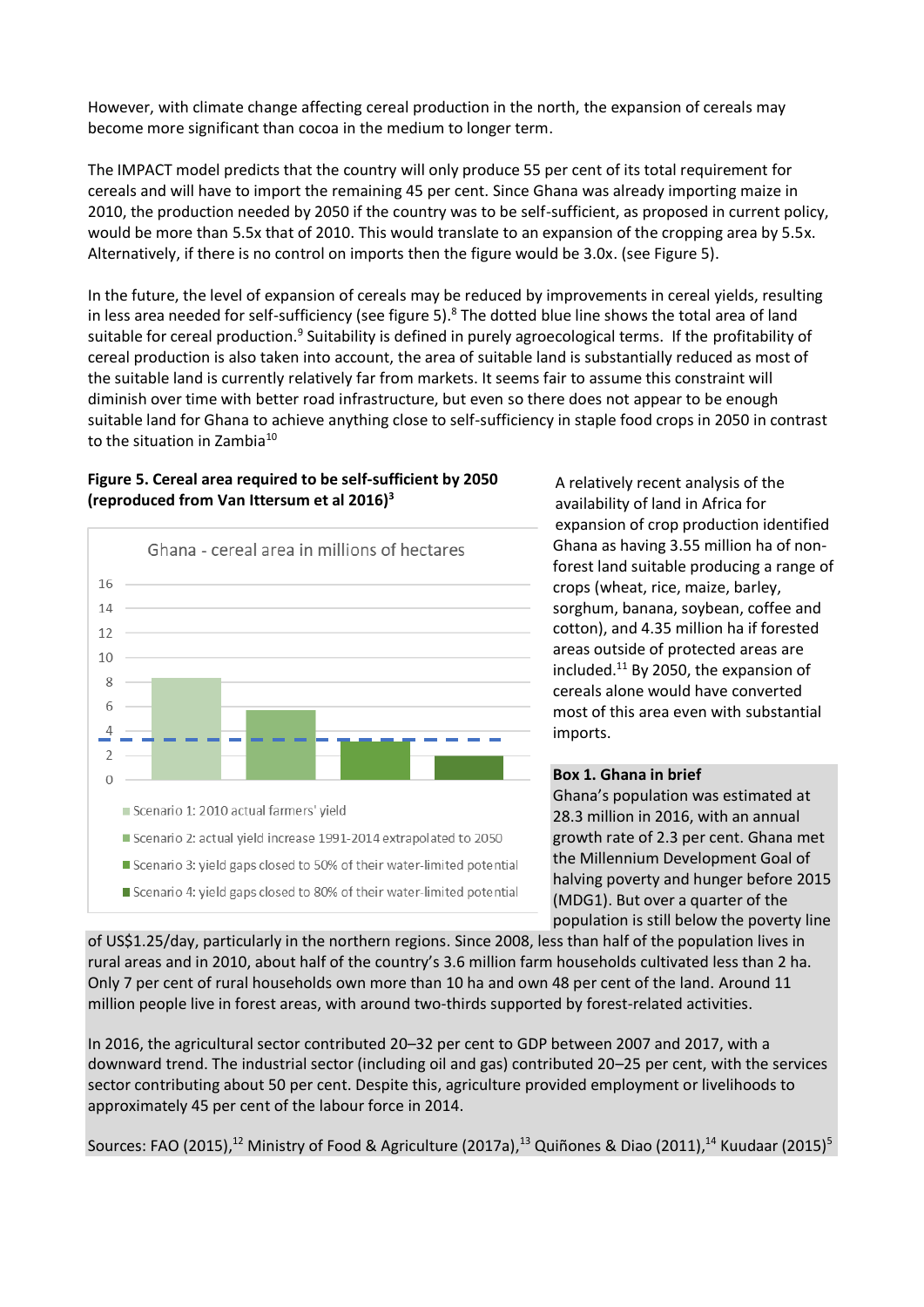However, with climate change affecting cereal production in the north, the expansion of cereals may become more significant than cocoa in the medium to longer term.

The IMPACT model predicts that the country will only produce 55 per cent of its total requirement for cereals and will have to import the remaining 45 per cent. Since Ghana was already importing maize in 2010, the production needed by 2050 if the country was to be self-sufficient, as proposed in current policy, would be more than 5.5x that of 2010. This would translate to an expansion of the cropping area by 5.5x. Alternatively, if there is no control on imports then the figure would be 3.0x. (see Figure 5).

In the future, the level of expansion of cereals may be reduced by improvements in cereal yields, resulting in less area needed for self-sufficiency (see figure 5).[8] The dotted blue line shows the total area of land suitable for cereal production.[9] Suitability is defined in purely agroecological terms. If the profitability of cereal production is also taken into account, the area of suitable land is substantially reduced as most of the suitable land is currently relatively far from markets. It seems fair to assume this constraint will diminish over time with better road infrastructure, but even so there does not appear to be enough suitable land for Ghana to achieve anything close to self-sufficiency in staple food crops in 2050 in contrast to the situation in Zambia[10]

**Figure 5. Cereal area required to be self-sufficient by 2050 (reproduced from Van Ittersum et al 2016)[3]**

Ghana - cereal area in millions of hectares

- Scenario 1: 2010 actual farmers' yield
- Scenario 2: actual yield increase 1991-2014 extrapolated to 2050
- Scenario 3: yield gaps closed to 50% of their water-limited potential
- Scenario 4: yield gaps closed to 80% of their water-limited potential

A relatively recent analysis of the availability of land in Africa for expansion of crop production identified Ghana as having 3.55 million ha of non-forest land suitable producing a range of crops (wheat, rice, maize, barley, sorghum, banana, soybean, coffee and cotton), and 4.35 million ha if forested areas outside of protected areas are included.[11] By 2050, the expansion of cereals alone would have converted most of this area even with substantial imports.

**Box 1. Ghana in brief**

Ghana's population was estimated at 28.3 million in 2016, with an annual growth rate of 2.3 per cent. Ghana met the Millennium Development Goal of halving poverty and hunger before 2015 (MDG1). But over a quarter of the population is still below the poverty line of US$1.25/day, particularly in the northern regions. Since 2008, less than half of the population lives in rural areas and in 2010, about half of the country's 3.6 million farm households cultivated less than 2 ha. Only 7 per cent of rural households own more than 10 ha and own 48 per cent of the land. Around 11 million people live in forest areas, with around two-thirds supported by forest-related activities.

In 2016, the agricultural sector contributed 20–32 per cent to GDP between 2007 and 2017, with a downward trend. The industrial sector (including oil and gas) contributed 20–25 per cent, with the services sector contributing about 50 per cent. Despite this, agriculture provided employment or livelihoods to approximately 45 per cent of the labour force in 2014.

Sources: FAO (2015),[12] Ministry of Food & Agriculture (2017a),[13] Quiñones & Diao (2011),[14] Kuudaar (2015)[5]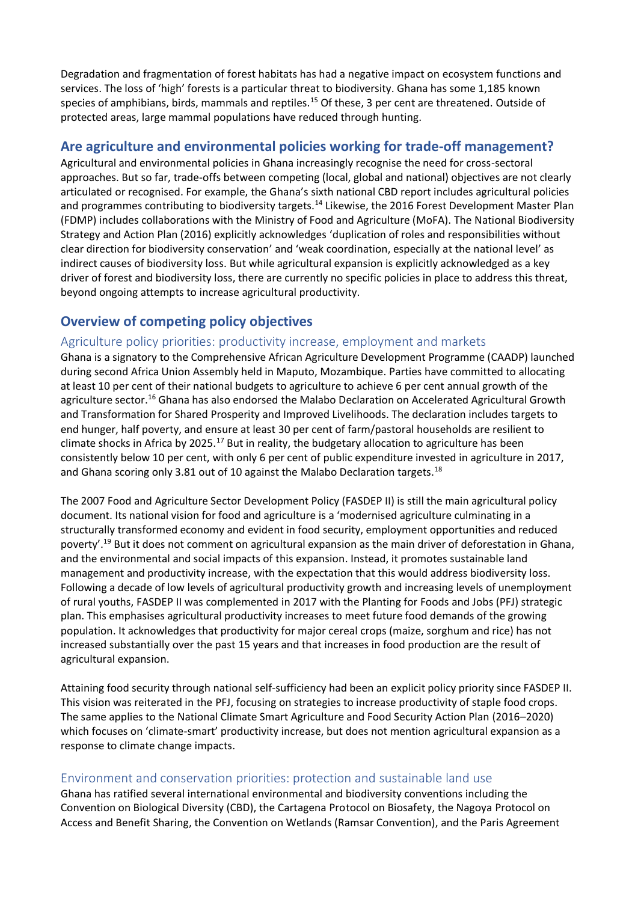Degradation and fragmentation of forest habitats has had a negative impact on ecosystem functions and services. The loss of 'high' forests is a particular threat to biodiversity. Ghana has some 1,185 known species of amphibians, birds, mammals and reptiles.[15] Of these, 3 per cent are threatened. Outside of protected areas, large mammal populations have reduced through hunting.

## Are agriculture and environmental policies working for trade-off management?

Agricultural and environmental policies in Ghana increasingly recognise the need for cross-sectoral approaches. But so far, trade-offs between competing (local, global and national) objectives are not clearly articulated or recognised. For example, the Ghana's sixth national CBD report includes agricultural policies and programmes contributing to biodiversity targets.[14] Likewise, the 2016 Forest Development Master Plan (FDMP) includes collaborations with the Ministry of Food and Agriculture (MoFA). The National Biodiversity Strategy and Action Plan (2016) explicitly acknowledges 'duplication of roles and responsibilities without clear direction for biodiversity conservation' and 'weak coordination, especially at the national level' as indirect causes of biodiversity loss. But while agricultural expansion is explicitly acknowledged as a key driver of forest and biodiversity loss, there are currently no specific policies in place to address this threat, beyond ongoing attempts to increase agricultural productivity.

## Overview of competing policy objectives

### Agriculture policy priorities: productivity increase, employment and markets

Ghana is a signatory to the Comprehensive African Agriculture Development Programme (CAADP) launched during second Africa Union Assembly held in Maputo, Mozambique. Parties have committed to allocating at least 10 per cent of their national budgets to agriculture to achieve 6 per cent annual growth of the agriculture sector.[16] Ghana has also endorsed the Malabo Declaration on Accelerated Agricultural Growth and Transformation for Shared Prosperity and Improved Livelihoods. The declaration includes targets to end hunger, half poverty, and ensure at least 30 per cent of farm/pastoral households are resilient to climate shocks in Africa by 2025.[17] But in reality, the budgetary allocation to agriculture has been consistently below 10 per cent, with only 6 per cent of public expenditure invested in agriculture in 2017, and Ghana scoring only 3.81 out of 10 against the Malabo Declaration targets.[18]

The 2007 Food and Agriculture Sector Development Policy (FASDEP II) is still the main agricultural policy document. Its national vision for food and agriculture is a 'modernised agriculture culminating in a structurally transformed economy and evident in food security, employment opportunities and reduced poverty'.[19] But it does not comment on agricultural expansion as the main driver of deforestation in Ghana, and the environmental and social impacts of this expansion. Instead, it promotes sustainable land management and productivity increase, with the expectation that this would address biodiversity loss. Following a decade of low levels of agricultural productivity growth and increasing levels of unemployment of rural youths, FASDEP II was complemented in 2017 with the Planting for Foods and Jobs (PFJ) strategic plan. This emphasises agricultural productivity increases to meet future food demands of the growing population. It acknowledges that productivity for major cereal crops (maize, sorghum and rice) has not increased substantially over the past 15 years and that increases in food production are the result of agricultural expansion.

Attaining food security through national self-sufficiency had been an explicit policy priority since FASDEP II. This vision was reiterated in the PFJ, focusing on strategies to increase productivity of staple food crops. The same applies to the National Climate Smart Agriculture and Food Security Action Plan (2016–2020) which focuses on 'climate-smart' productivity increase, but does not mention agricultural expansion as a response to climate change impacts.

### Environment and conservation priorities: protection and sustainable land use

Ghana has ratified several international environmental and biodiversity conventions including the Convention on Biological Diversity (CBD), the Cartagena Protocol on Biosafety, the Nagoya Protocol on Access and Benefit Sharing, the Convention on Wetlands (Ramsar Convention), and the Paris Agreement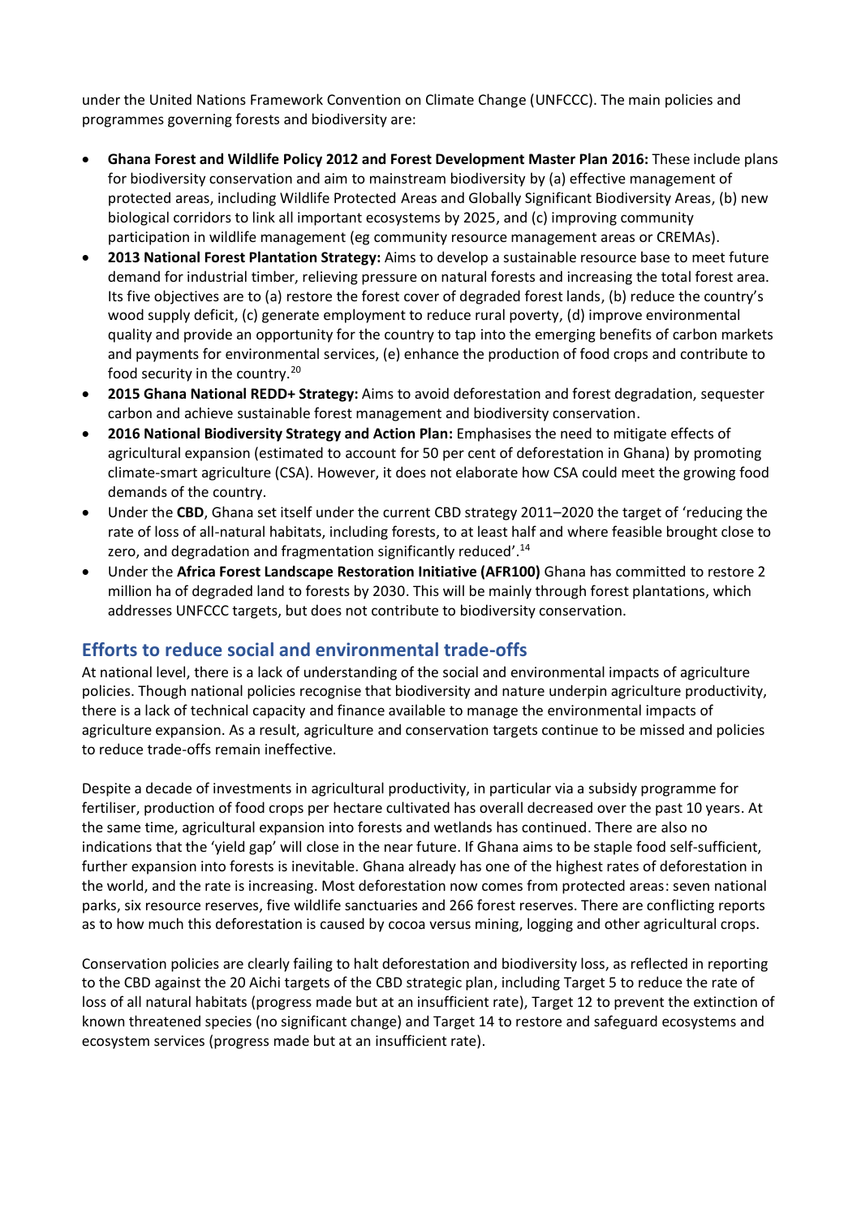under the United Nations Framework Convention on Climate Change (UNFCCC). The main policies and programmes governing forests and biodiversity are:

- **Ghana Forest and Wildlife Policy 2012 and Forest Development Master Plan 2016:** These include plans for biodiversity conservation and aim to mainstream biodiversity by (a) effective management of protected areas, including Wildlife Protected Areas and Globally Significant Biodiversity Areas, (b) new biological corridors to link all important ecosystems by 2025, and (c) improving community participation in wildlife management (eg community resource management areas or CREMAs).
- **2013 National Forest Plantation Strategy:** Aims to develop a sustainable resource base to meet future demand for industrial timber, relieving pressure on natural forests and increasing the total forest area. Its five objectives are to (a) restore the forest cover of degraded forest lands, (b) reduce the country's wood supply deficit, (c) generate employment to reduce rural poverty, (d) improve environmental quality and provide an opportunity for the country to tap into the emerging benefits of carbon markets and payments for environmental services, (e) enhance the production of food crops and contribute to food security in the country.[20]
- **2015 Ghana National REDD+ Strategy:** Aims to avoid deforestation and forest degradation, sequester carbon and achieve sustainable forest management and biodiversity conservation.
- **2016 National Biodiversity Strategy and Action Plan:** Emphasises the need to mitigate effects of agricultural expansion (estimated to account for 50 per cent of deforestation in Ghana) by promoting climate-smart agriculture (CSA). However, it does not elaborate how CSA could meet the growing food demands of the country.
- Under the **CBD**, Ghana set itself under the current CBD strategy 2011–2020 the target of 'reducing the rate of loss of all-natural habitats, including forests, to at least half and where feasible brought close to zero, and degradation and fragmentation significantly reduced'.[14]
- Under the **Africa Forest Landscape Restoration Initiative (AFR100)** Ghana has committed to restore 2 million ha of degraded land to forests by 2030. This will be mainly through forest plantations, which addresses UNFCCC targets, but does not contribute to biodiversity conservation.

## Efforts to reduce social and environmental trade-offs

At national level, there is a lack of understanding of the social and environmental impacts of agriculture policies. Though national policies recognise that biodiversity and nature underpin agriculture productivity, there is a lack of technical capacity and finance available to manage the environmental impacts of agriculture expansion. As a result, agriculture and conservation targets continue to be missed and policies to reduce trade-offs remain ineffective.

Despite a decade of investments in agricultural productivity, in particular via a subsidy programme for fertiliser, production of food crops per hectare cultivated has overall decreased over the past 10 years. At the same time, agricultural expansion into forests and wetlands has continued. There are also no indications that the 'yield gap' will close in the near future. If Ghana aims to be staple food self-sufficient, further expansion into forests is inevitable. Ghana already has one of the highest rates of deforestation in the world, and the rate is increasing. Most deforestation now comes from protected areas: seven national parks, six resource reserves, five wildlife sanctuaries and 266 forest reserves. There are conflicting reports as to how much this deforestation is caused by cocoa versus mining, logging and other agricultural crops.

Conservation policies are clearly failing to halt deforestation and biodiversity loss, as reflected in reporting to the CBD against the 20 Aichi targets of the CBD strategic plan, including Target 5 to reduce the rate of loss of all natural habitats (progress made but at an insufficient rate), Target 12 to prevent the extinction of known threatened species (no significant change) and Target 14 to restore and safeguard ecosystems and ecosystem services (progress made but at an insufficient rate).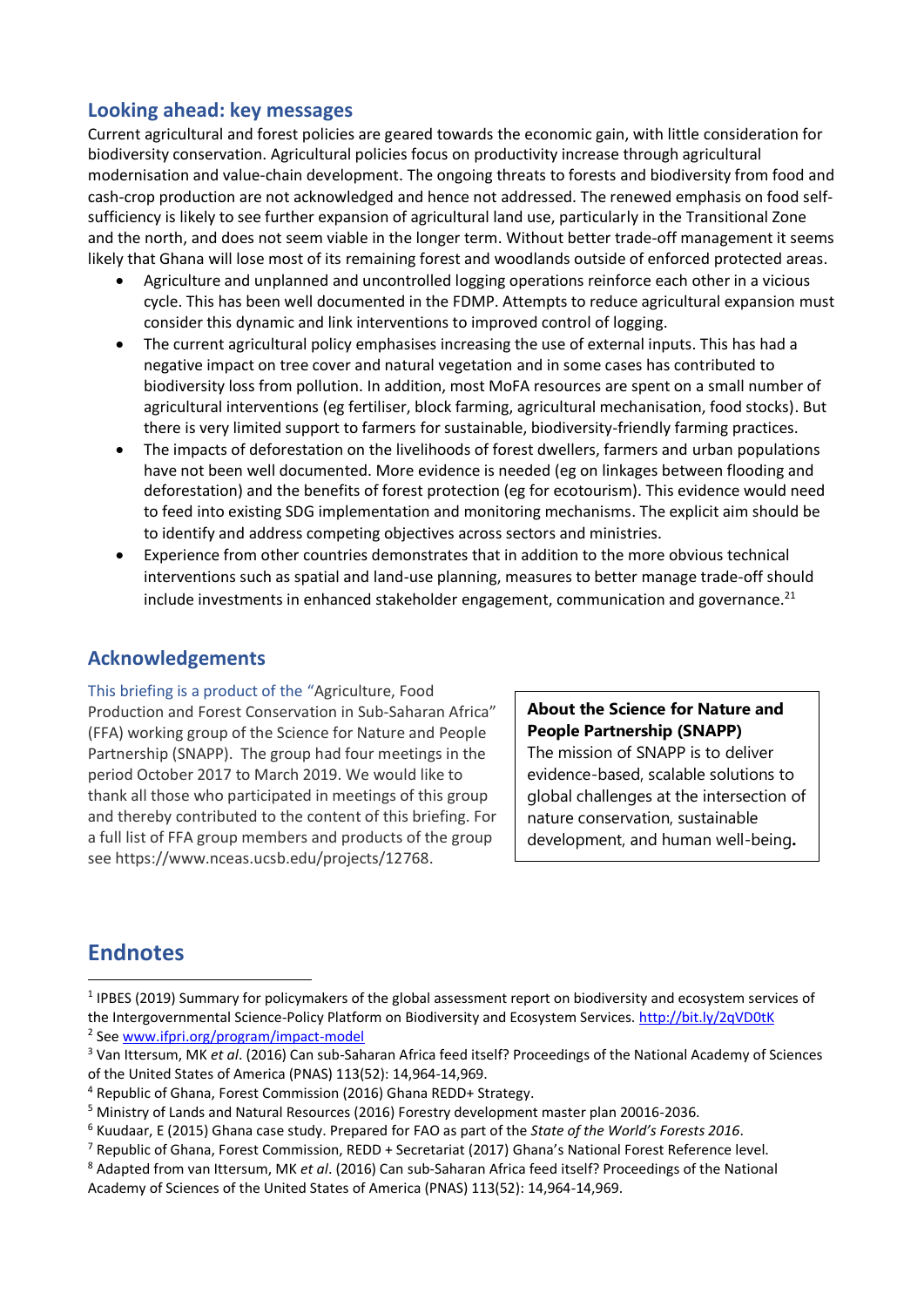## Looking ahead: key messages

Current agricultural and forest policies are geared towards the economic gain, with little consideration for biodiversity conservation. Agricultural policies focus on productivity increase through agricultural modernisation and value-chain development. The ongoing threats to forests and biodiversity from food and cash-crop production are not acknowledged and hence not addressed. The renewed emphasis on food self-sufficiency is likely to see further expansion of agricultural land use, particularly in the Transitional Zone and the north, and does not seem viable in the longer term. Without better trade-off management it seems likely that Ghana will lose most of its remaining forest and woodlands outside of enforced protected areas.

- Agriculture and unplanned and uncontrolled logging operations reinforce each other in a vicious cycle. This has been well documented in the FDMP. Attempts to reduce agricultural expansion must consider this dynamic and link interventions to improved control of logging.
- The current agricultural policy emphasises increasing the use of external inputs. This has had a negative impact on tree cover and natural vegetation and in some cases has contributed to biodiversity loss from pollution. In addition, most MoFA resources are spent on a small number of agricultural interventions (eg fertiliser, block farming, agricultural mechanisation, food stocks). But there is very limited support to farmers for sustainable, biodiversity-friendly farming practices.
- The impacts of deforestation on the livelihoods of forest dwellers, farmers and urban populations have not been well documented. More evidence is needed (eg on linkages between flooding and deforestation) and the benefits of forest protection (eg for ecotourism). This evidence would need to feed into existing SDG implementation and monitoring mechanisms. The explicit aim should be to identify and address competing objectives across sectors and ministries.
- Experience from other countries demonstrates that in addition to the more obvious technical interventions such as spatial and land-use planning, measures to better manage trade-off should include investments in enhanced stakeholder engagement, communication and governance.[21]

## Acknowledgements

This briefing is a product of the "Agriculture, Food Production and Forest Conservation in Sub-Saharan Africa" (FFA) working group of the Science for Nature and People Partnership (SNAPP). The group had four meetings in the period October 2017 to March 2019. We would like to thank all those who participated in meetings of this group and thereby contributed to the content of this briefing. For a full list of FFA group members and products of the group see https://www.nceas.ucsb.edu/projects/12768.

**About the Science for Nature and People Partnership (SNAPP)**

The mission of SNAPP is to deliver evidence-based, scalable solutions to global challenges at the intersection of nature conservation, sustainable development, and human well-being**.**

## Endnotes

[1] IPBES (2019) Summary for policymakers of the global assessment report on biodiversity and ecosystem services of the Intergovernmental Science-Policy Platform on Biodiversity and Ecosystem Services. http://bit.ly/2qVD0tK

[2] See www.ifpri.org/program/impact-model

[3] Van Ittersum, MK *et al*. (2016) Can sub-Saharan Africa feed itself? Proceedings of the National Academy of Sciences of the United States of America (PNAS) 113(52): 14,964-14,969.

[4] Republic of Ghana, Forest Commission (2016) Ghana REDD+ Strategy.

[5] Ministry of Lands and Natural Resources (2016) Forestry development master plan 20016-2036.

[6] Kuudaar, E (2015) Ghana case study. Prepared for FAO as part of the *State of the World's Forests 2016*.

[7] Republic of Ghana, Forest Commission, REDD + Secretariat (2017) Ghana's National Forest Reference level.

[8] Adapted from van Ittersum, MK *et al*. (2016) Can sub-Saharan Africa feed itself? Proceedings of the National Academy of Sciences of the United States of America (PNAS) 113(52): 14,964-14,969.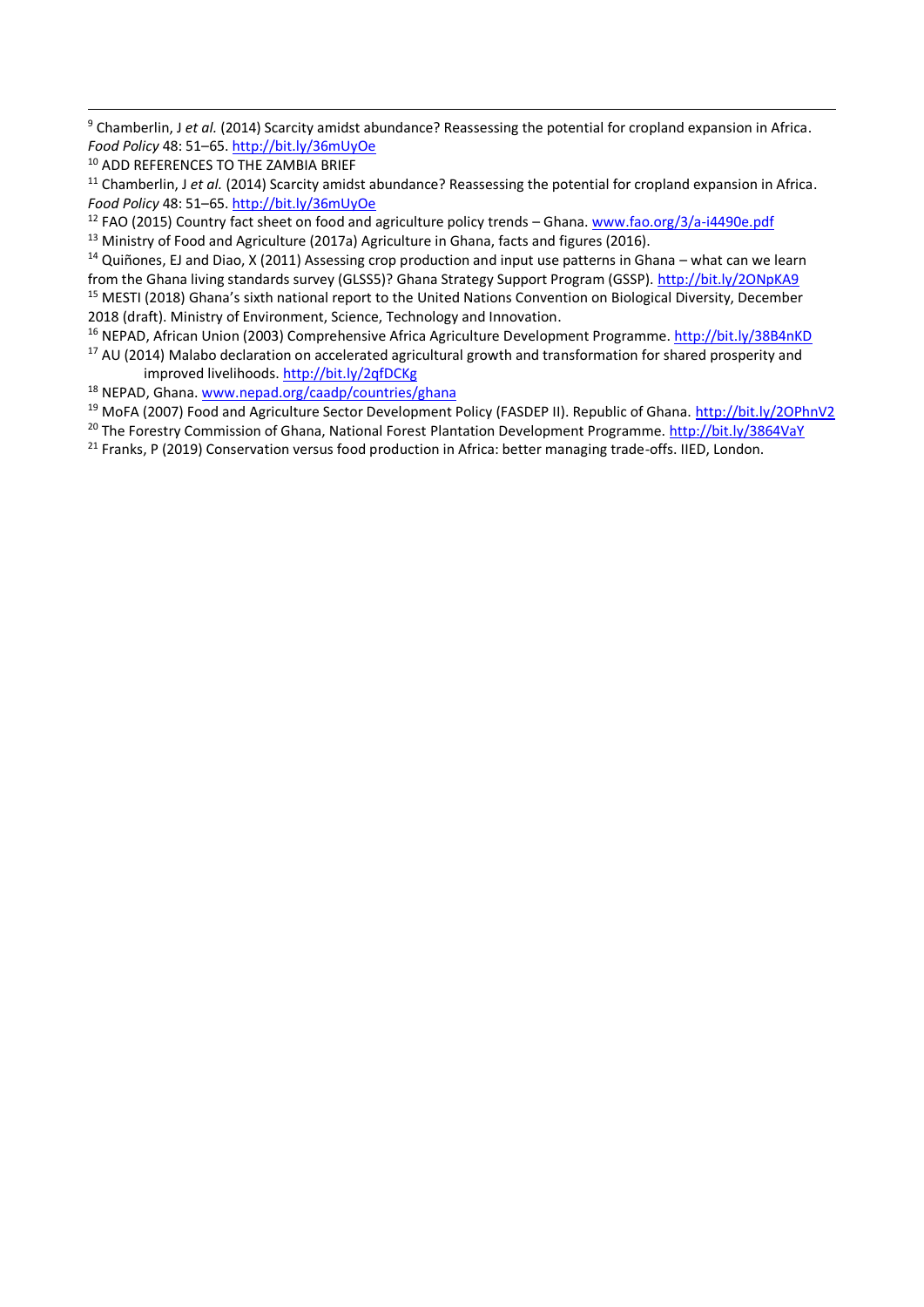[9] Chamberlin, J *et al.* (2014) Scarcity amidst abundance? Reassessing the potential for cropland expansion in Africa. *Food Policy* 48: 51–65. http://bit.ly/36mUyOe

[10] ADD REFERENCES TO THE ZAMBIA BRIEF

[11] Chamberlin, J *et al.* (2014) Scarcity amidst abundance? Reassessing the potential for cropland expansion in Africa. *Food Policy* 48: 51–65. http://bit.ly/36mUyOe

[12] FAO (2015) Country fact sheet on food and agriculture policy trends – Ghana. www.fao.org/3/a-i4490e.pdf

[13] Ministry of Food and Agriculture (2017a) Agriculture in Ghana, facts and figures (2016).

[14] Quiñones, EJ and Diao, X (2011) Assessing crop production and input use patterns in Ghana – what can we learn from the Ghana living standards survey (GLSS5)? Ghana Strategy Support Program (GSSP). http://bit.ly/2ONpKA9

[15] MESTI (2018) Ghana's sixth national report to the United Nations Convention on Biological Diversity, December 2018 (draft). Ministry of Environment, Science, Technology and Innovation.

[16] NEPAD, African Union (2003) Comprehensive Africa Agriculture Development Programme. http://bit.ly/38B4nKD

[17] AU (2014) Malabo declaration on accelerated agricultural growth and transformation for shared prosperity and improved livelihoods. http://bit.ly/2qfDCKg

[18] NEPAD, Ghana. www.nepad.org/caadp/countries/ghana

[19] MoFA (2007) Food and Agriculture Sector Development Policy (FASDEP II). Republic of Ghana. http://bit.ly/2OPhnV2

[20] The Forestry Commission of Ghana, National Forest Plantation Development Programme. http://bit.ly/3864VaY

[21] Franks, P (2019) Conservation versus food production in Africa: better managing trade-offs. IIED, London.